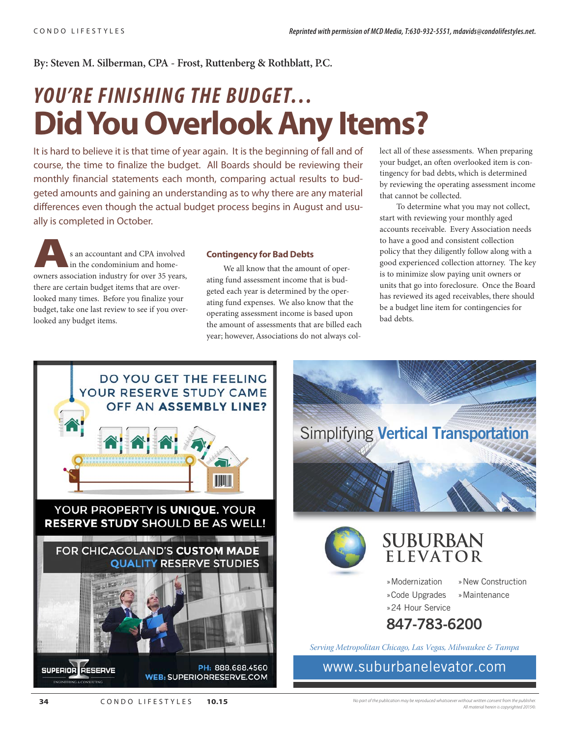By: Steven M. Silberman, CPA - Frost, Ruttenberg & Rothblatt, P.C.

# *YOU'RE FINISHING THE BUDGET...*
# Did You Overlook Any Items?

It is hard to believe it is that time of year again. It is the beginning of fall and of course, the time to finalize the budget. All Boards should be reviewing their monthly financial statements each month, comparing actual results to budgeted amounts and gaining an understanding as to why there are any material differences even though the actual budget process begins in August and usually is completed in October.

As an accountant and CPA involved in the condominium and homeowners association industry for over 35 years, there are certain budget items that are overlooked many times. Before you finalize your budget, take one last review to see if you overlooked any budget items.

### Contingency for Bad Debts

We all know that the amount of operating fund assessment income that is budgeted each year is determined by the operating fund expenses. We also know that the operating assessment income is based upon the amount of assessments that are billed each year; however, Associations do not always collect all of these assessments. When preparing your budget, an often overlooked item is contingency for bad debts, which is determined by reviewing the operating assessment income that cannot be collected.

To determine what you may not collect, start with reviewing your monthly aged accounts receivable. Every Association needs to have a good and consistent collection policy that they diligently follow along with a good experienced collection attorney. The key is to minimize slow paying unit owners or units that go into foreclosure. Once the Board has reviewed its aged receivables, there should be a budget line item for contingencies for bad debts.

---

DO YOU GET THE FEELING YOUR RESERVE STUDY CAME OFF AN **ASSEMBLY LINE?**

YOUR PROPERTY IS **UNIQUE.** YOUR **RESERVE STUDY** SHOULD BE AS WELL!

FOR CHICAGOLAND'S **CUSTOM MADE QUALITY** RESERVE STUDIES

SUPERIOR RESERVE ENGINEERING & CONSULTING

PH: 888.688.4560
WEB: SUPERIORRESERVE.COM

---

Simplifying **Vertical Transportation**

**SUBURBAN ELEVATOR**

- Modernization
- New Construction
- Code Upgrades
- Maintenance
- 24 Hour Service

**847-783-6200**

*Serving Metropolitan Chicago, Las Vegas, Milwaukee & Tampa*

www.suburbanelevator.com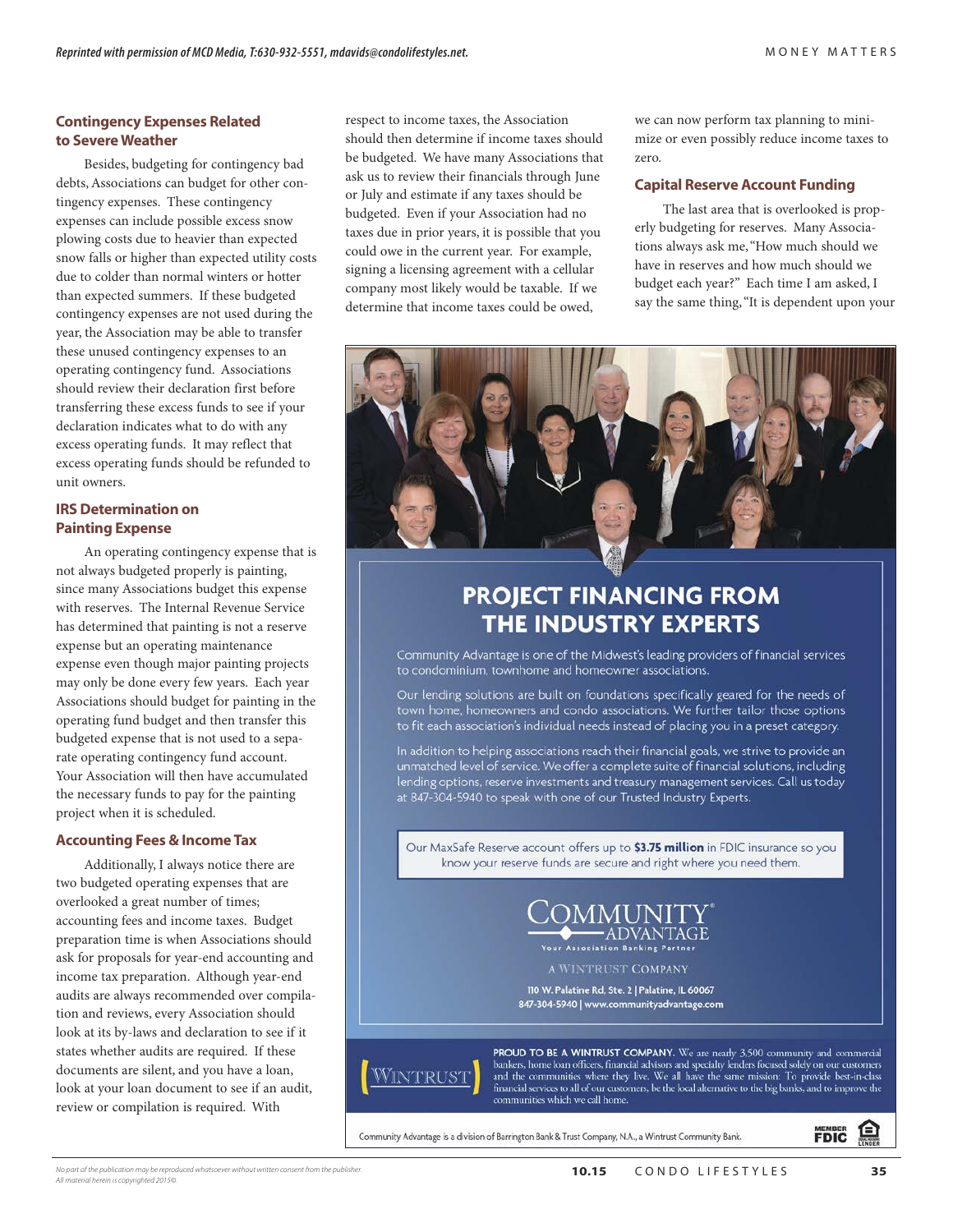### Contingency Expenses Related to Severe Weather

Besides, budgeting for contingency bad debts, Associations can budget for other contingency expenses. These contingency expenses can include possible excess snow plowing costs due to heavier than expected snow falls or higher than expected utility costs due to colder than normal winters or hotter than expected summers. If these budgeted contingency expenses are not used during the year, the Association may be able to transfer these unused contingency expenses to an operating contingency fund. Associations should review their declaration first before transferring these excess funds to see if your declaration indicates what to do with any excess operating funds. It may reflect that excess operating funds should be refunded to unit owners.

### IRS Determination on Painting Expense

An operating contingency expense that is not always budgeted properly is painting, since many Associations budget this expense with reserves. The Internal Revenue Service has determined that painting is not a reserve expense but an operating maintenance expense even though major painting projects may only be done every few years. Each year Associations should budget for painting in the operating fund budget and then transfer this budgeted expense that is not used to a separate operating contingency fund account. Your Association will then have accumulated the necessary funds to pay for the painting project when it is scheduled.

### Accounting Fees & Income Tax

Additionally, I always notice there are two budgeted operating expenses that are overlooked a great number of times; accounting fees and income taxes. Budget preparation time is when Associations should ask for proposals for year-end accounting and income tax preparation. Although year-end audits are always recommended over compilation and reviews, every Association should look at its by-laws and declaration to see if it states whether audits are required. If these documents are silent, and you have a loan, look at your loan document to see if an audit, review or compilation is required. With respect to income taxes, the Association should then determine if income taxes should be budgeted. We have many Associations that ask us to review their financials through June or July and estimate if any taxes should be budgeted. Even if your Association had no taxes due in prior years, it is possible that you could owe in the current year. For example, signing a licensing agreement with a cellular company most likely would be taxable. If we determine that income taxes could be owed, we can now perform tax planning to minimize or even possibly reduce income taxes to zero.

### Capital Reserve Account Funding

The last area that is overlooked is properly budgeting for reserves. Many Associations always ask me, "How much should we have in reserves and how much should we budget each year?" Each time I am asked, I say the same thing, "It is dependent upon your

**PROJECT FINANCING FROM THE INDUSTRY EXPERTS**

Community Advantage is one of the Midwest's leading providers of financial services to condominium, townhome and homeowner associations.

Our lending solutions are built on foundations specifically geared for the needs of town home, homeowners and condo associations. We further tailor those options to fit each association's individual needs instead of placing you in a preset category.

In addition to helping associations reach their financial goals, we strive to provide an unmatched level of service. We offer a complete suite of financial solutions, including lending options, reserve investments and treasury management services. Call us today at 847-304-5940 to speak with one of our Trusted Industry Experts.

Our MaxSafe Reserve account offers up to **$3.75 million** in FDIC insurance so you know your reserve funds are secure and right where you need them.

COMMUNITY® ADVANTAGE
Your Association Banking Partner
A WINTRUST COMPANY
110 W. Palatine Rd, Ste. 2 | Palatine, IL 60067
847-304-5940 | www.communityadvantage.com

WINTRUST

**PROUD TO BE A WINTRUST COMPANY.** We are nearly 3,500 community and commercial bankers, home loan officers, financial advisors and specialty lenders focused solely on our customers and the communities where they live. We all have the same mission: To provide best-in-class financial services to all of our customers, be the local alternative to the big banks, and to improve the communities which we call home.

Community Advantage is a division of Barrington Bank & Trust Company, N.A., a Wintrust Community Bank.

MEMBER FDIC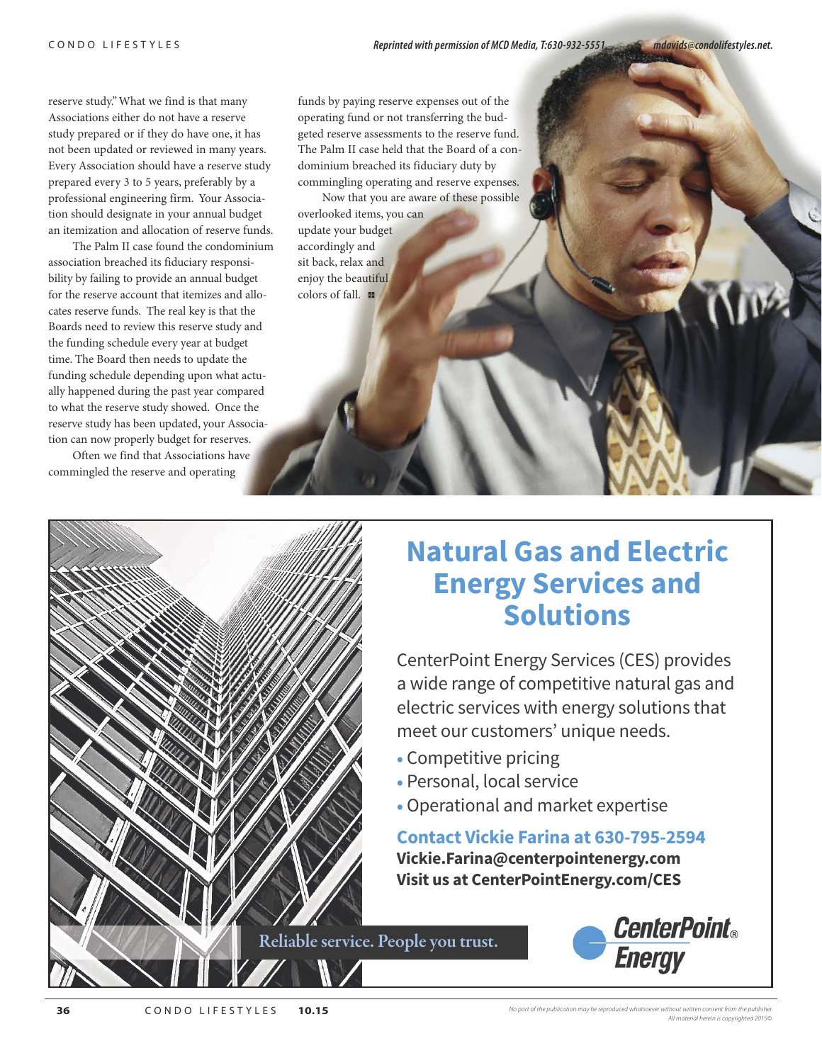reserve study." What we find is that many Associations either do not have a reserve study prepared or if they do have one, it has not been updated or reviewed in many years. Every Association should have a reserve study prepared every 3 to 5 years, preferably by a professional engineering firm. Your Association should designate in your annual budget an itemization and allocation of reserve funds.

The Palm II case found the condominium association breached its fiduciary responsibility by failing to provide an annual budget for the reserve account that itemizes and allocates reserve funds. The real key is that the Boards need to review this reserve study and the funding schedule every year at budget time. The Board then needs to update the funding schedule depending upon what actually happened during the past year compared to what the reserve study showed. Once the reserve study has been updated, your Association can now properly budget for reserves.

Often we find that Associations have commingled the reserve and operating funds by paying reserve expenses out of the operating fund or not transferring the budgeted reserve assessments to the reserve fund. The Palm II case held that the Board of a condominium breached its fiduciary duty by commingling operating and reserve expenses.

Now that you are aware of these possible overlooked items, you can update your budget accordingly and sit back, relax and enjoy the beautiful colors of fall. ■

# Natural Gas and Electric Energy Services and Solutions

CenterPoint Energy Services (CES) provides a wide range of competitive natural gas and electric services with energy solutions that meet our customers' unique needs.

- Competitive pricing
- Personal, local service
- Operational and market expertise

**Contact Vickie Farina at 630-795-2594**
**Vickie.Farina@centerpointenergy.com**
**Visit us at CenterPointEnergy.com/CES**

Reliable service. People you trust.

CenterPoint® Energy